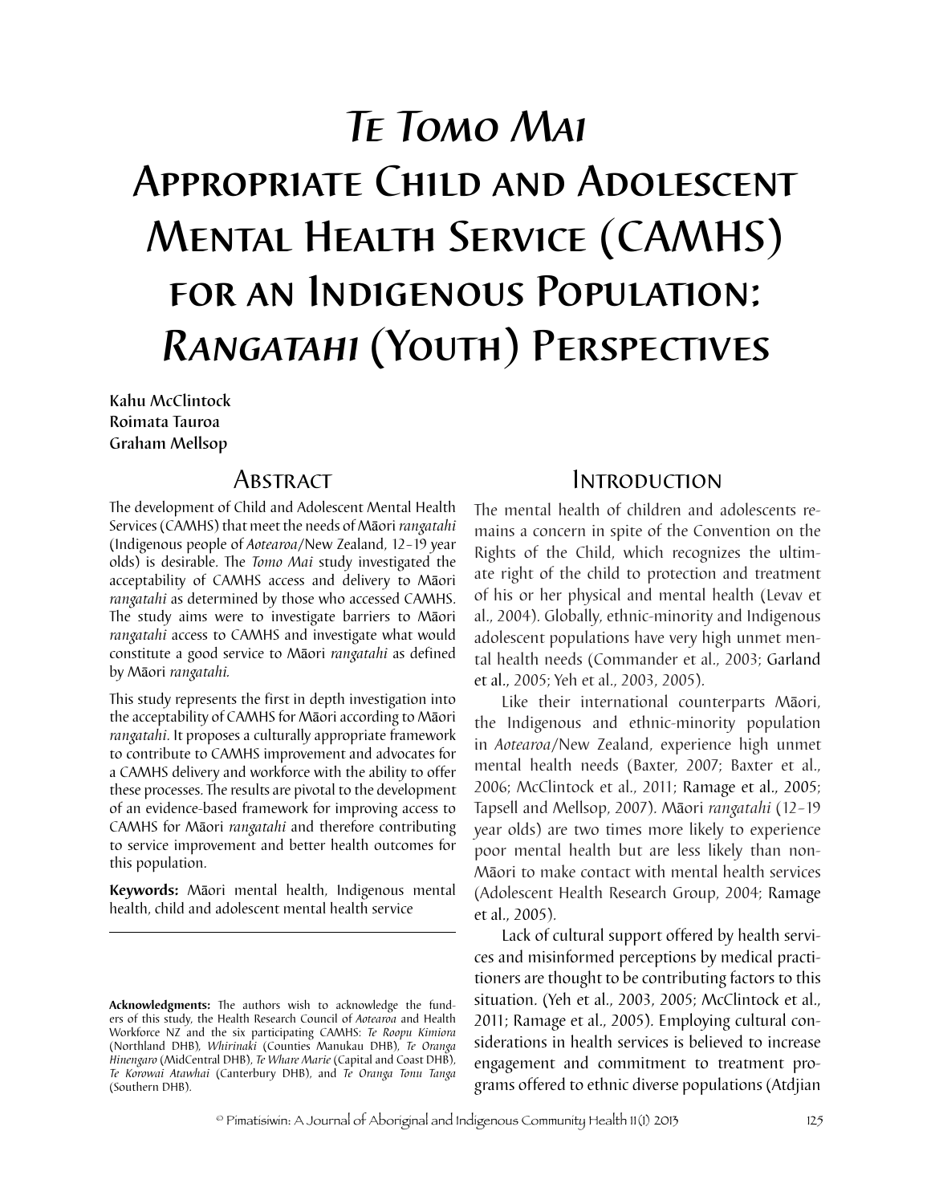# *Te Tomo Mai*

# Appropriate Child and Adolescent Mental Health Service (CAMHS) for an Indigenous Population: *Rangatahi* (Youth) Perspectives

**Kahu McClintock**
**Roimata Tauroa**
**Graham Mellsop**

## Abstract

The development of Child and Adolescent Mental Health Services (CAMHS) that meet the needs of Māori *rangatahi* (Indigenous people of *Aotearoa*/New Zealand, 12–19 year olds) is desirable. The *Tomo Mai* study investigated the acceptability of CAMHS access and delivery to Māori *rangatahi* as determined by those who accessed CAMHS. The study aims were to investigate barriers to Māori *rangatahi* access to CAMHS and investigate what would constitute a good service to Māori *rangatahi* as defined by Māori *rangatahi.*

This study represents the first in depth investigation into the acceptability of CAMHS for Māori according to Māori *rangatahi*. It proposes a culturally appropriate framework to contribute to CAMHS improvement and advocates for a CAMHS delivery and workforce with the ability to offer these processes. The results are pivotal to the development of an evidence-based framework for improving access to CAMHS for Māori *rangatahi* and therefore contributing to service improvement and better health outcomes for this population.

**Keywords:** Māori mental health, Indigenous mental health, child and adolescent mental health service

---

**Acknowledgments:** The authors wish to acknowledge the funders of this study, the Health Research Council of *Aotearoa* and Health Workforce NZ and the six participating CAMHS: *Te Roopu Kimiora* (Northland DHB), *Whirinaki* (Counties Manukau DHB), *Te Oranga Hinengaro* (MidCentral DHB), *Te Whare Marie* (Capital and Coast DHB), *Te Korowai Atawhai* (Canterbury DHB), and *Te Oranga Tonu Tanga* (Southern DHB).

## Introduction

The mental health of children and adolescents remains a concern in spite of the Convention on the Rights of the Child, which recognizes the ultimate right of the child to protection and treatment of his or her physical and mental health (Levav et al., 2004). Globally, ethnic-minority and Indigenous adolescent populations have very high unmet mental health needs (Commander et al., 2003; Garland et al., 2005; Yeh et al., 2003, 2005).

Like their international counterparts Māori, the Indigenous and ethnic-minority population in *Aotearoa*/New Zealand, experience high unmet mental health needs (Baxter, 2007; Baxter et al., 2006; McClintock et al., 2011; Ramage et al., 2005; Tapsell and Mellsop, 2007). Māori *rangatahi* (12–19 year olds) are two times more likely to experience poor mental health but are less likely than non-Māori to make contact with mental health services (Adolescent Health Research Group, 2004; Ramage et al., 2005).

Lack of cultural support offered by health services and misinformed perceptions by medical practitioners are thought to be contributing factors to this situation. (Yeh et al., 2003, 2005; McClintock et al., 2011; Ramage et al., 2005). Employing cultural considerations in health services is believed to increase engagement and commitment to treatment programs offered to ethnic diverse populations (Atdjian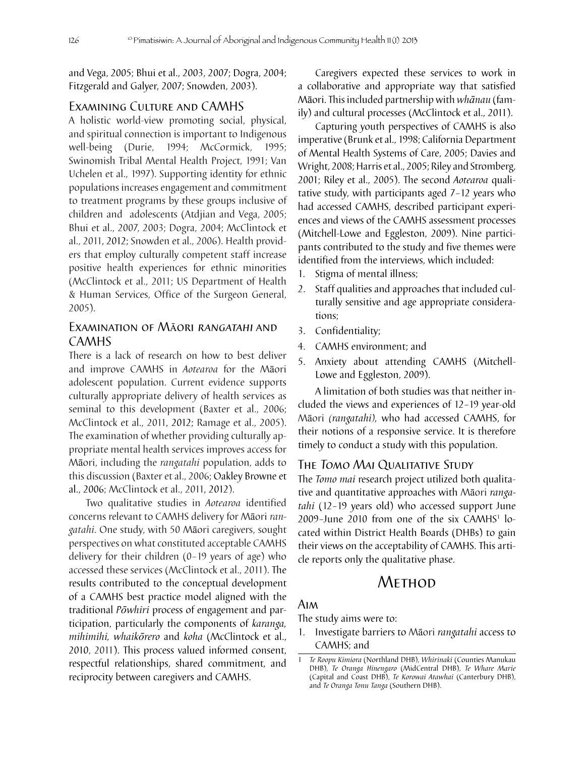and Vega, 2005; Bhui et al., 2003, 2007; Dogra, 2004; Fitzgerald and Galyer, 2007; Snowden, 2003).

## Examining Culture and CAMHS

A holistic world-view promoting social, physical, and spiritual connection is important to Indigenous well-being (Durie, 1994; McCormick, 1995; Swinomish Tribal Mental Health Project, 1991; Van Uchelen et al., 1997). Supporting identity for ethnic populations increases engagement and commitment to treatment programs by these groups inclusive of children and adolescents (Atdjian and Vega, 2005; Bhui et al., 2007, 2003; Dogra, 2004; McClintock et al., 2011, 2012; Snowden et al., 2006). Health providers that employ culturally competent staff increase positive health experiences for ethnic minorities (McClintock et al., 2011; US Department of Health & Human Services, Office of the Surgeon General, 2005).

## Examination of Māori *rangatahi* and CAMHS

There is a lack of research on how to best deliver and improve CAMHS in *Aotearoa* for the Māori adolescent population. Current evidence supports culturally appropriate delivery of health services as seminal to this development (Baxter et al., 2006; McClintock et al., 2011, 2012; Ramage et al., 2005). The examination of whether providing culturally appropriate mental health services improves access for Māori, including the *rangatahi* population, adds to this discussion (Baxter et al., 2006; Oakley Browne et al., 2006; McClintock et al., 2011, 2012).

Two qualitative studies in *Aotearoa* identified concerns relevant to CAMHS delivery for Māori *rangatahi*. One study, with 50 Māori caregivers, sought perspectives on what constituted acceptable CAMHS delivery for their children (0–19 years of age) who accessed these services (McClintock et al., 2011). The results contributed to the conceptual development of a CAMHS best practice model aligned with the traditional *Pōwhiri* process of engagement and participation, particularly the components of *karanga*, *mihimihi*, *whaikōrero* and *koha* (McClintock et al., 2010, 2011). This process valued informed consent, respectful relationships, shared commitment, and reciprocity between caregivers and CAMHS.

Caregivers expected these services to work in a collaborative and appropriate way that satisfied Māori. This included partnership with *whānau* (family) and cultural processes (McClintock et al., 2011).

Capturing youth perspectives of CAMHS is also imperative (Brunk et al., 1998; California Department of Mental Health Systems of Care, 2005; Davies and Wright, 2008; Harris et al., 2005; Riley and Stromberg, 2001; Riley et al., 2005). The second *Aotearoa* qualitative study, with participants aged 7–12 years who had accessed CAMHS, described participant experiences and views of the CAMHS assessment processes (Mitchell-Lowe and Eggleston, 2009). Nine participants contributed to the study and five themes were identified from the interviews, which included:

1. Stigma of mental illness;
2. Staff qualities and approaches that included culturally sensitive and age appropriate considerations;
3. Confidentiality;
4. CAMHS environment; and
5. Anxiety about attending CAMHS (Mitchell-Lowe and Eggleston, 2009).

A limitation of both studies was that neither included the views and experiences of 12–19 year-old Māori *(rangatahi)*, who had accessed CAMHS, for their notions of a responsive service. It is therefore timely to conduct a study with this population.

## The *Tomo Mai* Qualitative Study

The *Tomo mai* research project utilized both qualitative and quantitative approaches with Māori *rangatahi* (12–19 years old) who accessed support June 2009–June 2010 from one of the six CAMHS[1] located within District Health Boards (DHBs) to gain their views on the acceptability of CAMHS. This article reports only the qualitative phase.

# Method

## Aim

The study aims were to:

1. Investigate barriers to Māori *rangatahi* access to CAMHS; and

[1] *Te Roopu Kimiora* (Northland DHB), *Whirinaki* (Counties Manukau DHB), *Te Oranga Hinengaro* (MidCentral DHB), *Te Whare Marie* (Capital and Coast DHB), *Te Korowai Atawhai* (Canterbury DHB), and *Te Oranga Tonu Tanga* (Southern DHB).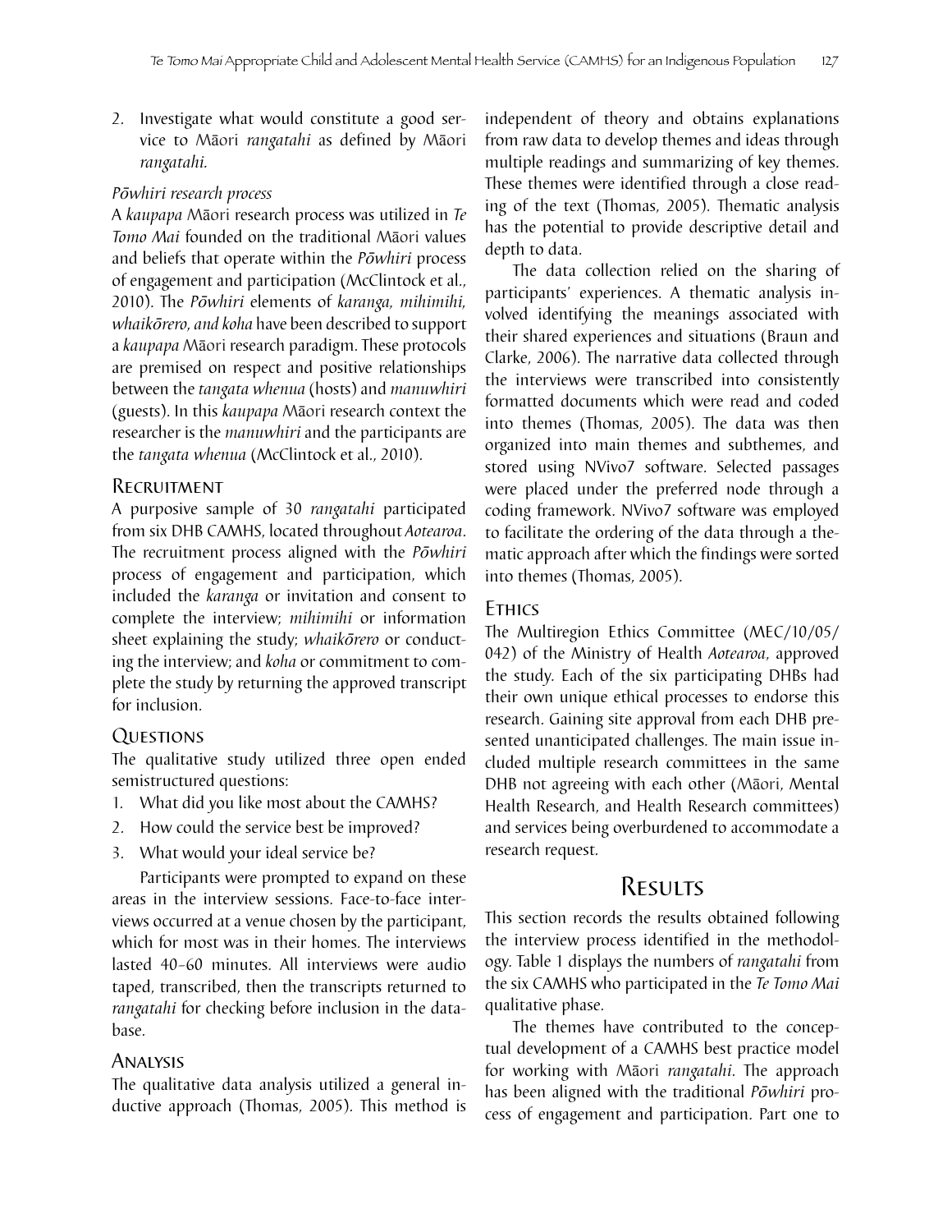2. Investigate what would constitute a good service to Māori *rangatahi* as defined by Māori *rangatahi*.

*Pōwhiri research process*

A *kaupapa* Māori research process was utilized in *Te Tomo Mai* founded on the traditional Māori values and beliefs that operate within the *Pōwhiri* process of engagement and participation (McClintock et al., 2010). The *Pōwhiri* elements of *karanga, mihimihi, whaikōrero, and koha* have been described to support a *kaupapa* Māori research paradigm. These protocols are premised on respect and positive relationships between the *tangata whenua* (hosts) and *manuwhiri* (guests). In this *kaupapa* Māori research context the researcher is the *manuwhiri* and the participants are the *tangata whenua* (McClintock et al., 2010).

## Recruitment

A purposive sample of 30 *rangatahi* participated from six DHB CAMHS, located throughout *Aotearoa*. The recruitment process aligned with the *Pōwhiri* process of engagement and participation, which included the *karanga* or invitation and consent to complete the interview; *mihimihi* or information sheet explaining the study; *whaikōrero* or conducting the interview; and *koha* or commitment to complete the study by returning the approved transcript for inclusion.

## Questions

The qualitative study utilized three open ended semistructured questions:

1. What did you like most about the CAMHS?
2. How could the service best be improved?
3. What would your ideal service be?

Participants were prompted to expand on these areas in the interview sessions. Face-to-face interviews occurred at a venue chosen by the participant, which for most was in their homes. The interviews lasted 40–60 minutes. All interviews were audio taped, transcribed, then the transcripts returned to *rangatahi* for checking before inclusion in the database.

## Analysis

The qualitative data analysis utilized a general inductive approach (Thomas, 2005). This method is independent of theory and obtains explanations from raw data to develop themes and ideas through multiple readings and summarizing of key themes. These themes were identified through a close reading of the text (Thomas, 2005). Thematic analysis has the potential to provide descriptive detail and depth to data.

The data collection relied on the sharing of participants' experiences. A thematic analysis involved identifying the meanings associated with their shared experiences and situations (Braun and Clarke, 2006). The narrative data collected through the interviews were transcribed into consistently formatted documents which were read and coded into themes (Thomas, 2005). The data was then organized into main themes and subthemes, and stored using NVivo7 software. Selected passages were placed under the preferred node through a coding framework. NVivo7 software was employed to facilitate the ordering of the data through a thematic approach after which the findings were sorted into themes (Thomas, 2005).

## Ethics

The Multiregion Ethics Committee (MEC/10/05/042) of the Ministry of Health *Aotearoa*, approved the study. Each of the six participating DHBs had their own unique ethical processes to endorse this research. Gaining site approval from each DHB presented unanticipated challenges. The main issue included multiple research committees in the same DHB not agreeing with each other (Māori, Mental Health Research, and Health Research committees) and services being overburdened to accommodate a research request.

# Results

This section records the results obtained following the interview process identified in the methodology. Table 1 displays the numbers of *rangatahi* from the six CAMHS who participated in the *Te Tomo Mai* qualitative phase.

The themes have contributed to the conceptual development of a CAMHS best practice model for working with Māori *rangatahi*. The approach has been aligned with the traditional *Pōwhiri* process of engagement and participation. Part one to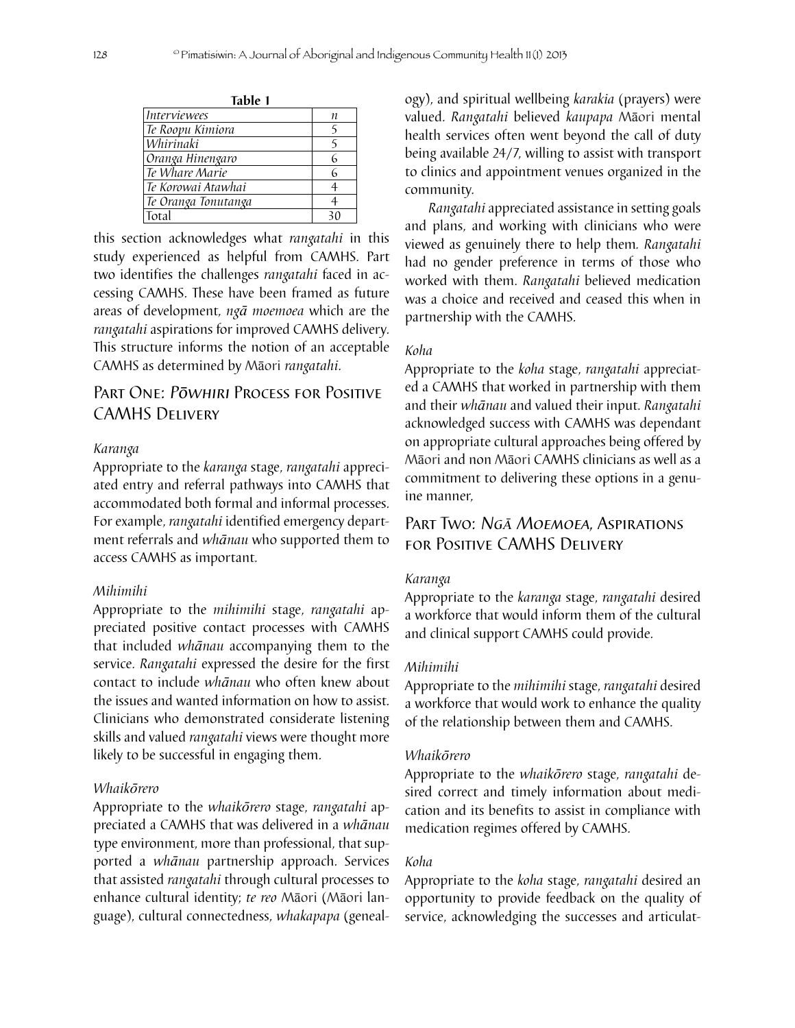**Table 1**

| *Interviewees* | *n* |
|---|---|
| *Te Roopu Kimiora* | 5 |
| *Whirinaki* | 5 |
| *Oranga Hinengaro* | 6 |
| *Te Whare Marie* | 6 |
| *Te Korowai Atawhai* | 4 |
| *Te Oranga Tonutanga* | 4 |
| Total | 30 |

this section acknowledges what *rangatahi* in this study experienced as helpful from CAMHS. Part two identifies the challenges *rangatahi* faced in accessing CAMHS. These have been framed as future areas of development, *ngā moemoea* which are the *rangatahi* aspirations for improved CAMHS delivery. This structure informs the notion of an acceptable CAMHS as determined by Māori *rangatahi*.

## Part One: *Pōwhiri* Process for Positive CAMHS Delivery

### *Karanga*

Appropriate to the *karanga* stage, *rangatahi* appreciated entry and referral pathways into CAMHS that accommodated both formal and informal processes. For example, *rangatahi* identified emergency department referrals and *whānau* who supported them to access CAMHS as important.

### *Mihimihi*

Appropriate to the *mihimihi* stage, *rangatahi* appreciated positive contact processes with CAMHS that included *whānau* accompanying them to the service. *Rangatahi* expressed the desire for the first contact to include *whānau* who often knew about the issues and wanted information on how to assist. Clinicians who demonstrated considerate listening skills and valued *rangatahi* views were thought more likely to be successful in engaging them.

### *Whaikōrero*

Appropriate to the *whaikōrero* stage, *rangatahi* appreciated a CAMHS that was delivered in a *whānau* type environment, more than professional, that supported a *whānau* partnership approach. Services that assisted *rangatahi* through cultural processes to enhance cultural identity; *te reo* Māori (Māori language), cultural connectedness, *whakapapa* (genealogy), and spiritual wellbeing *karakia* (prayers) were valued. *Rangatahi* believed *kaupapa* Māori mental health services often went beyond the call of duty being available 24/7, willing to assist with transport to clinics and appointment venues organized in the community.

*Rangatahi* appreciated assistance in setting goals and plans, and working with clinicians who were viewed as genuinely there to help them. *Rangatahi* had no gender preference in terms of those who worked with them. *Rangatahi* believed medication was a choice and received and ceased this when in partnership with the CAMHS.

### *Koha*

Appropriate to the *koha* stage, *rangatahi* appreciated a CAMHS that worked in partnership with them and their *whānau* and valued their input. *Rangatahi* acknowledged success with CAMHS was dependant on appropriate cultural approaches being offered by Māori and non Māori CAMHS clinicians as well as a commitment to delivering these options in a genuine manner,

## Part Two: *Ngā Moemoea*, Aspirations for Positive CAMHS Delivery

### *Karanga*

Appropriate to the *karanga* stage, *rangatahi* desired a workforce that would inform them of the cultural and clinical support CAMHS could provide.

### *Mihimihi*

Appropriate to the *mihimihi* stage, *rangatahi* desired a workforce that would work to enhance the quality of the relationship between them and CAMHS.

### *Whaikōrero*

Appropriate to the *whaikōrero* stage, *rangatahi* desired correct and timely information about medication and its benefits to assist in compliance with medication regimes offered by CAMHS.

### *Koha*

Appropriate to the *koha* stage, *rangatahi* desired an opportunity to provide feedback on the quality of service, acknowledging the successes and articulat-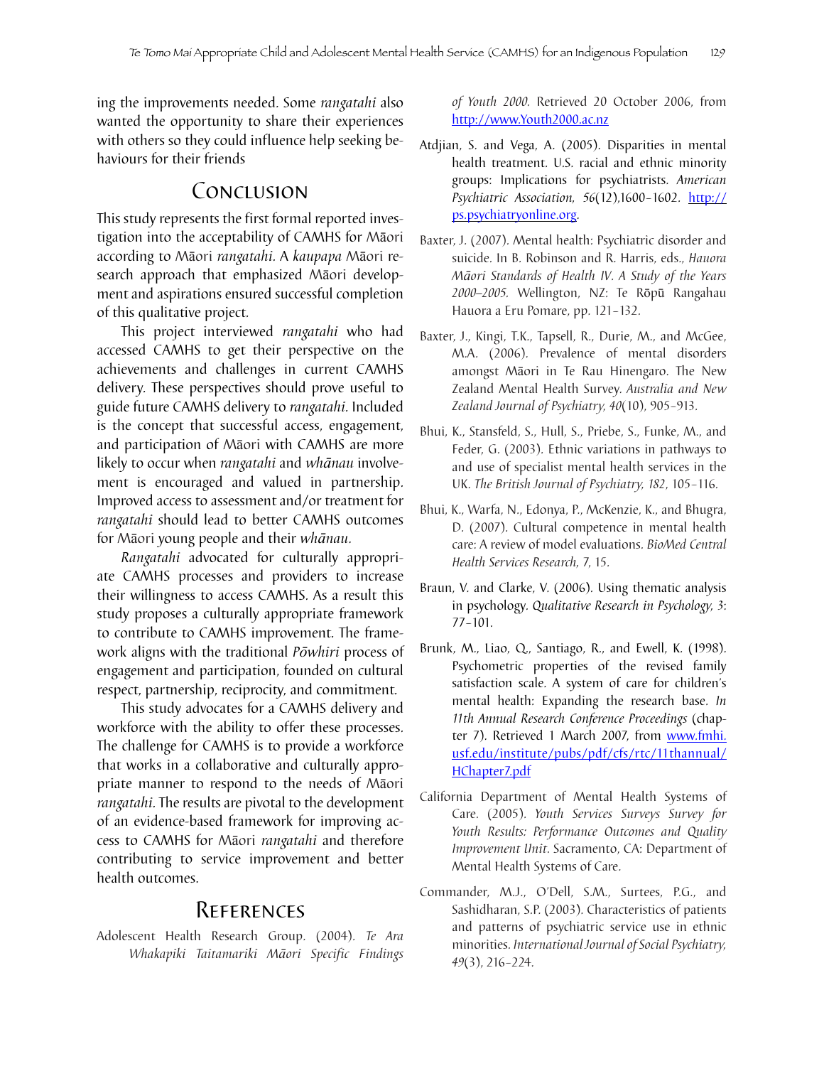ing the improvements needed. Some *rangatahi* also wanted the opportunity to share their experiences with others so they could influence help seeking behaviours for their friends

## Conclusion

This study represents the first formal reported investigation into the acceptability of CAMHS for Māori according to Māori *rangatahi*. A *kaupapa* Māori research approach that emphasized Māori development and aspirations ensured successful completion of this qualitative project.

This project interviewed *rangatahi* who had accessed CAMHS to get their perspective on the achievements and challenges in current CAMHS delivery. These perspectives should prove useful to guide future CAMHS delivery to *rangatahi*. Included is the concept that successful access, engagement, and participation of Māori with CAMHS are more likely to occur when *rangatahi* and *whānau* involvement is encouraged and valued in partnership. Improved access to assessment and/or treatment for *rangatahi* should lead to better CAMHS outcomes for Māori young people and their *whānau*.

*Rangatahi* advocated for culturally appropriate CAMHS processes and providers to increase their willingness to access CAMHS. As a result this study proposes a culturally appropriate framework to contribute to CAMHS improvement. The framework aligns with the traditional *Pōwhiri* process of engagement and participation, founded on cultural respect, partnership, reciprocity, and commitment.

This study advocates for a CAMHS delivery and workforce with the ability to offer these processes. The challenge for CAMHS is to provide a workforce that works in a collaborative and culturally appropriate manner to respond to the needs of Māori *rangatahi*. The results are pivotal to the development of an evidence-based framework for improving access to CAMHS for Māori *rangatahi* and therefore contributing to service improvement and better health outcomes.

## References

Adolescent Health Research Group. (2004). *Te Ara Whakapiki Taitamariki Māori Specific Findings of Youth 2000.* Retrieved 20 October 2006, from http://www.Youth2000.ac.nz

Atdjian, S. and Vega, A. (2005). Disparities in mental health treatment. U.S. racial and ethnic minority groups: Implications for psychiatrists. *American Psychiatric Association, 56*(12),1600–1602. http://ps.psychiatryonline.org.

Baxter, J. (2007). Mental health: Psychiatric disorder and suicide. In B. Robinson and R. Harris, eds., *Hauora Māori Standards of Health IV. A Study of the Years 2000–2005.* Wellington, NZ: Te Rōpū Rangahau Hauora a Eru Pomare, pp. 121–132.

Baxter, J., Kingi, T.K., Tapsell, R., Durie, M., and McGee, M.A. (2006). Prevalence of mental disorders amongst Māori in Te Rau Hinengaro. The New Zealand Mental Health Survey. *Australia and New Zealand Journal of Psychiatry, 40*(10), 905–913.

Bhui, K., Stansfeld, S., Hull, S., Priebe, S., Funke, M., and Feder, G. (2003). Ethnic variations in pathways to and use of specialist mental health services in the UK. *The British Journal of Psychiatry, 182*, 105–116.

Bhui, K., Warfa, N., Edonya, P., McKenzie, K., and Bhugra, D. (2007). Cultural competence in mental health care: A review of model evaluations. *BioMed Central Health Services Research, 7*, 15.

Braun, V. and Clarke, V. (2006). Using thematic analysis in psychology. *Qualitative Research in Psychology, 3*: 77–101.

Brunk, M., Liao, Q., Santiago, R., and Ewell, K. (1998). Psychometric properties of the revised family satisfaction scale. A system of care for children's mental health: Expanding the research base. *In 11th Annual Research Conference Proceedings* (chapter 7). Retrieved 1 March 2007, from www.fmhi.usf.edu/institute/pubs/pdf/cfs/rtc/11thannual/HChapter7.pdf

California Department of Mental Health Systems of Care. (2005). *Youth Services Surveys Survey for Youth Results: Performance Outcomes and Quality Improvement Unit.* Sacramento, CA: Department of Mental Health Systems of Care.

Commander, M.J., O'Dell, S.M., Surtees, P.G., and Sashidharan, S.P. (2003). Characteristics of patients and patterns of psychiatric service use in ethnic minorities. *International Journal of Social Psychiatry, 49*(3), 216–224.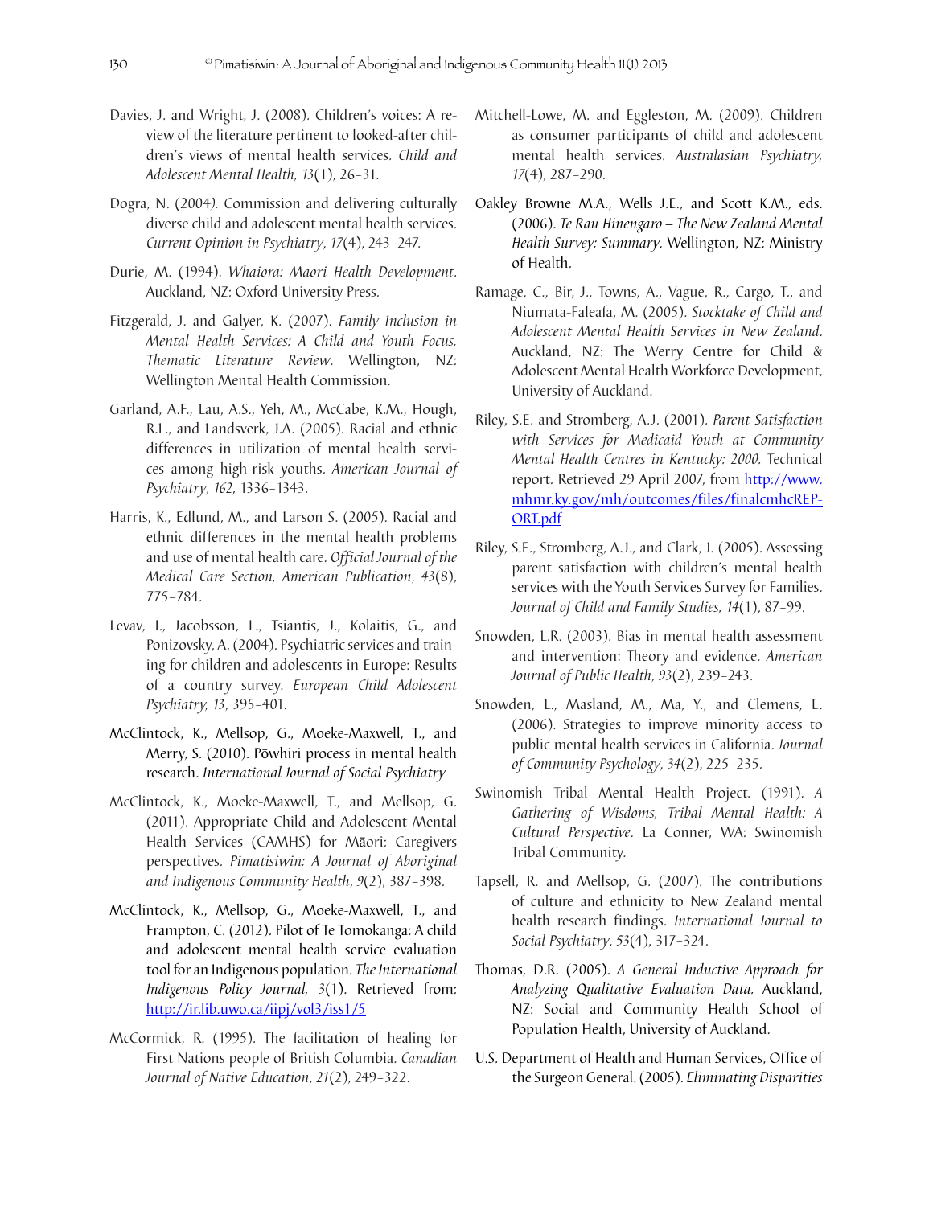Davies, J. and Wright, J. (2008). Children's voices: A review of the literature pertinent to looked-after children's views of mental health services. *Child and Adolescent Mental Health, 13*(1), 26–31.

Dogra, N. (2004). Commission and delivering culturally diverse child and adolescent mental health services. *Current Opinion in Psychiatry, 17*(4), 243–247.

Durie, M. (1994). *Whaiora: Maori Health Development*. Auckland, NZ: Oxford University Press.

Fitzgerald, J. and Galyer, K. (2007). *Family Inclusion in Mental Health Services: A Child and Youth Focus. Thematic Literature Review*. Wellington, NZ: Wellington Mental Health Commission.

Garland, A.F., Lau, A.S., Yeh, M., McCabe, K.M., Hough, R.L., and Landsverk, J.A. (2005). Racial and ethnic differences in utilization of mental health services among high-risk youths. *American Journal of Psychiatry, 162*, 1336–1343.

Harris, K., Edlund, M., and Larson S. (2005). Racial and ethnic differences in the mental health problems and use of mental health care. *Official Journal of the Medical Care Section, American Publication, 43*(8), 775–784.

Levav, I., Jacobsson, L., Tsiantis, J., Kolaitis, G., and Ponizovsky, A. (2004). Psychiatric services and training for children and adolescents in Europe: Results of a country survey. *European Child Adolescent Psychiatry, 13*, 395–401.

McClintock, K., Mellsop, G., Moeke-Maxwell, T., and Merry, S. (2010). Pōwhiri process in mental health research. *International Journal of Social Psychiatry*

McClintock, K., Moeke-Maxwell, T., and Mellsop, G. (2011). Appropriate Child and Adolescent Mental Health Services (CAMHS) for Māori: Caregivers perspectives. *Pimatisiwin: A Journal of Aboriginal and Indigenous Community Health, 9*(2), 387–398.

McClintock, K., Mellsop, G., Moeke-Maxwell, T., and Frampton, C. (2012). Pilot of Te Tomokanga: A child and adolescent mental health service evaluation tool for an Indigenous population. *The International Indigenous Policy Journal, 3*(1). Retrieved from: http://ir.lib.uwo.ca/iipj/vol3/iss1/5

McCormick, R. (1995). The facilitation of healing for First Nations people of British Columbia. *Canadian Journal of Native Education, 21*(2), 249–322.

Mitchell-Lowe, M. and Eggleston, M. (2009). Children as consumer participants of child and adolescent mental health services. *Australasian Psychiatry, 17*(4), 287–290.

Oakley Browne M.A., Wells J.E., and Scott K.M., eds. (2006). *Te Rau Hinengaro – The New Zealand Mental Health Survey: Summary*. Wellington, NZ: Ministry of Health.

Ramage, C., Bir, J., Towns, A., Vague, R., Cargo, T., and Niumata-Faleafa, M. (2005). *Stocktake of Child and Adolescent Mental Health Services in New Zealand*. Auckland, NZ: The Werry Centre for Child & Adolescent Mental Health Workforce Development, University of Auckland.

Riley, S.E. and Stromberg, A.J. (2001). *Parent Satisfaction with Services for Medicaid Youth at Community Mental Health Centres in Kentucky: 2000.* Technical report. Retrieved 29 April 2007, from http://www.mhmr.ky.gov/mh/outcomes/files/finalcmhcREPORT.pdf

Riley, S.E., Stromberg, A.J., and Clark, J. (2005). Assessing parent satisfaction with children's mental health services with the Youth Services Survey for Families. *Journal of Child and Family Studies, 14*(1), 87–99.

Snowden, L.R. (2003). Bias in mental health assessment and intervention: Theory and evidence. *American Journal of Public Health, 93*(2), 239–243.

Snowden, L., Masland, M., Ma, Y., and Clemens, E. (2006). Strategies to improve minority access to public mental health services in California. *Journal of Community Psychology, 34*(2), 225–235.

Swinomish Tribal Mental Health Project. (1991). *A Gathering of Wisdoms, Tribal Mental Health: A Cultural Perspective*. La Conner, WA: Swinomish Tribal Community.

Tapsell, R. and Mellsop, G. (2007). The contributions of culture and ethnicity to New Zealand mental health research findings. *International Journal to Social Psychiatry, 53*(4), 317–324.

Thomas, D.R. (2005). *A General Inductive Approach for Analyzing Qualitative Evaluation Data.* Auckland, NZ: Social and Community Health School of Population Health, University of Auckland.

U.S. Department of Health and Human Services, Office of the Surgeon General. (2005). *Eliminating Disparities*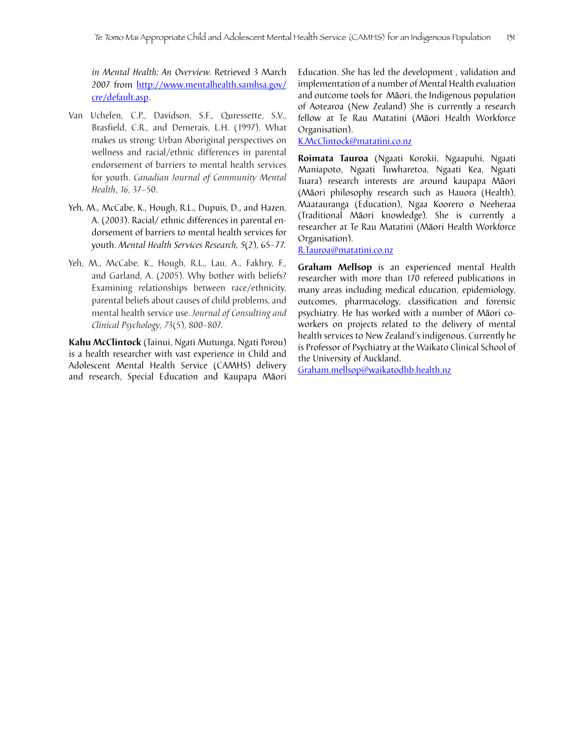*in Mental Health: An Overview.* Retrieved 3 March 2007 from http://www.mentalhealth.samhsa.gov/cre/default.asp.

Van Uchelen, C.P., Davidson, S.F., Quressette, S.V., Brasfield, C.R., and Demerais, L.H. (1997). What makes us strong: Urban Aboriginal perspectives on wellness and racial/ethnic differences in parental endorsement of barriers to mental health services for youth. *Canadian Journal of Community Mental Health*, *16*, 37–50.

Yeh, M., McCabe, K., Hough, R.L., Dupuis, D., and Hazen, A. (2003). Racial/ ethnic differences in parental endorsement of barriers to mental health services for youth. *Mental Health Services Research*, *5*(2), 65–77.

Yeh, M., McCabe, K., Hough, R.L., Lau, A., Fakhry, F., and Garland, A. (2005). Why bother with beliefs? Examining relationships between race/ethnicity, parental beliefs about causes of child problems, and mental health service use. *Journal of Consulting and Clinical Psychology*, *73*(5), 800–807.

**Kahu McClintock** (Tainui, Ngati Mutunga, Ngati Porou) is a health researcher with vast experience in Child and Adolescent Mental Health Service (CAMHS) delivery and research, Special Education and Kaupapa Māori Education. She has led the development , validation and implementation of a number of Mental Health evaluation and outcome tools for Māori, the Indigenous population of Aotearoa (New Zealand) She is currently a research fellow at Te Rau Matatini (Māori Health Workforce Organisation).
K.McClintock@matatini.co.nz

**Roimata Tauroa** (Ngaati Korokii, Ngaapuhi, Ngaati Maniapoto, Ngaati Tuwharetoa, Ngaati Kea, Ngaati Tuara) research interests are around kaupapa Māori (Māori philosophy research such as Hauora (Health), Maatauranga (Education), Ngaa Koorero o Neeheraa (Traditional Māori knowledge). She is currently a researcher at Te Rau Matatini (Māori Health Workforce Organisation).
R.Tauroa@matatini.co.nz

**Graham Mellsop** is an experienced mental Health researcher with more than 170 refereed publications in many areas including medical education, epidemiology, outcomes, pharmacology, classification and forensic psychiatry. He has worked with a number of Māori co-workers on projects related to the delivery of mental health services to New Zealand's indigenous. Currently he is Professor of Psychiatry at the Waikato Clinical School of the University of Auckland.
Graham.mellsop@waikatodhb.health.nz